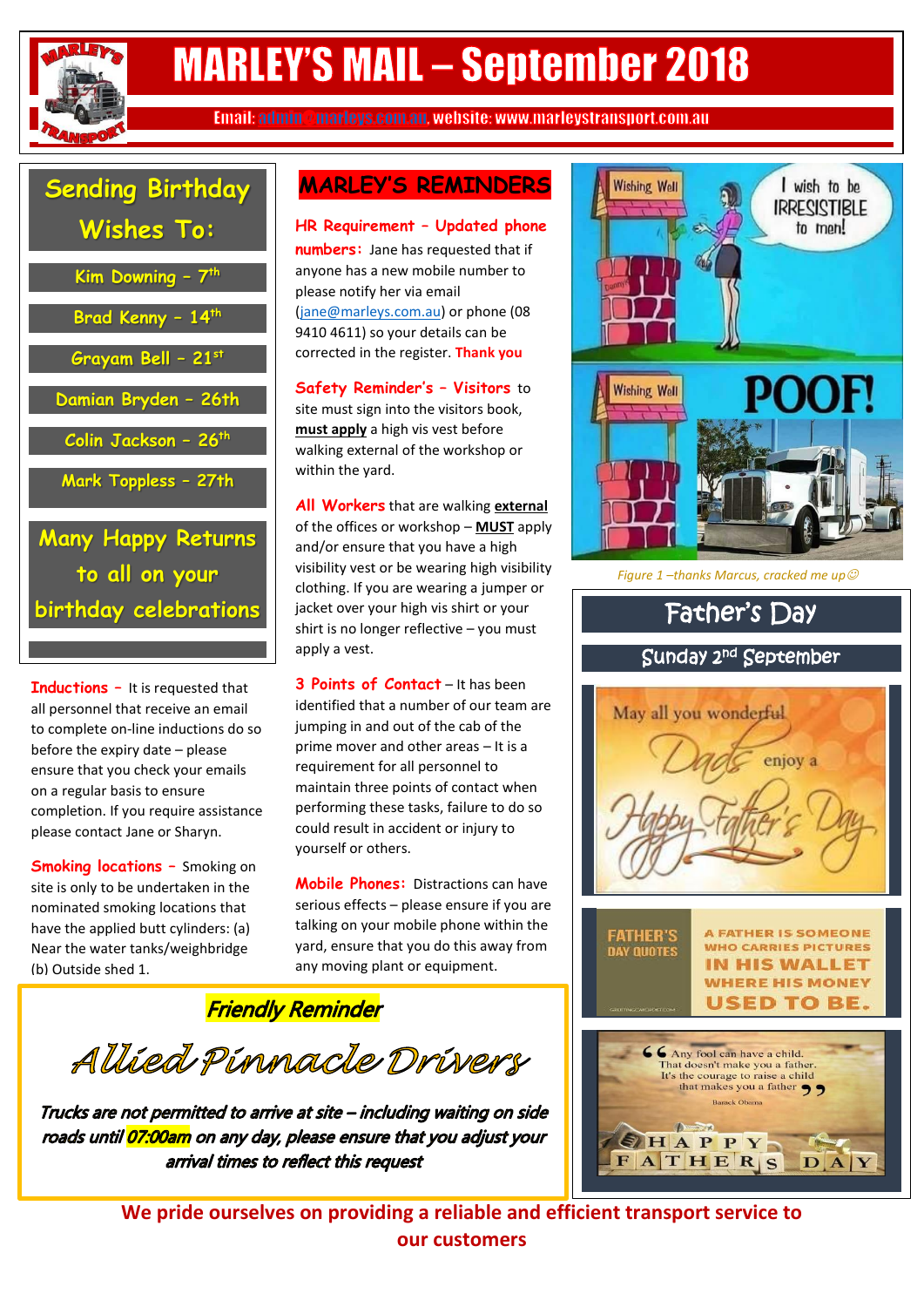# MARLEY'S MAIL – September 2018

Email: admin@marleys.com.au, website: www.marleystransport.com.au

## Sending Birthday Wishes To:

- Kim Downing – 7th
- Brad Kenny – 14th
- Grayam Bell – 21st
- Damian Bryden – 26th
- Colin Jackson – 26th
- Mark Toppless – 27th

**Many Happy Returns to all on your birthday celebrations**

**Inductions** – It is requested that all personnel that receive an email to complete on-line inductions do so before the expiry date – please ensure that you check your emails on a regular basis to ensure completion. If you require assistance please contact Jane or Sharyn.

**Smoking locations** – Smoking on site is only to be undertaken in the nominated smoking locations that have the applied butt cylinders: (a) Near the water tanks/weighbridge (b) Outside shed 1.

## MARLEY'S REMINDERS

**HR Requirement – Updated phone numbers:** Jane has requested that if anyone has a new mobile number to please notify her via email (jane@marleys.com.au) or phone (08 9410 4611) so your details can be corrected in the register. **Thank you**

**Safety Reminder's – Visitors** to site must sign into the visitors book, **must apply** a high vis vest before walking external of the workshop or within the yard.

**All Workers** that are walking **external** of the offices or workshop – **MUST** apply and/or ensure that you have a high visibility vest or be wearing high visibility clothing. If you are wearing a jumper or jacket over your high vis shirt or your shirt is no longer reflective – you must apply a vest.

**3 Points of Contact** – It has been identified that a number of our team are jumping in and out of the cab of the prime mover and other areas – It is a requirement for all personnel to maintain three points of contact when performing these tasks, failure to do so could result in accident or injury to yourself or others.

**Mobile Phones:** Distractions can have serious effects – please ensure if you are talking on your mobile phone within the yard, ensure that you do this away from any moving plant or equipment.

*Figure 1 –thanks Marcus, cracked me up☺*

## Father's Day

### Sunday 2nd September

### *Friendly Reminder*

## *Allied Pinnacle Drivers*

***Trucks are not permitted to arrive at site – including waiting on side roads until 07:00am on any day, please ensure that you adjust your arrival times to reflect this request***

**We pride ourselves on providing a reliable and efficient transport service to our customers**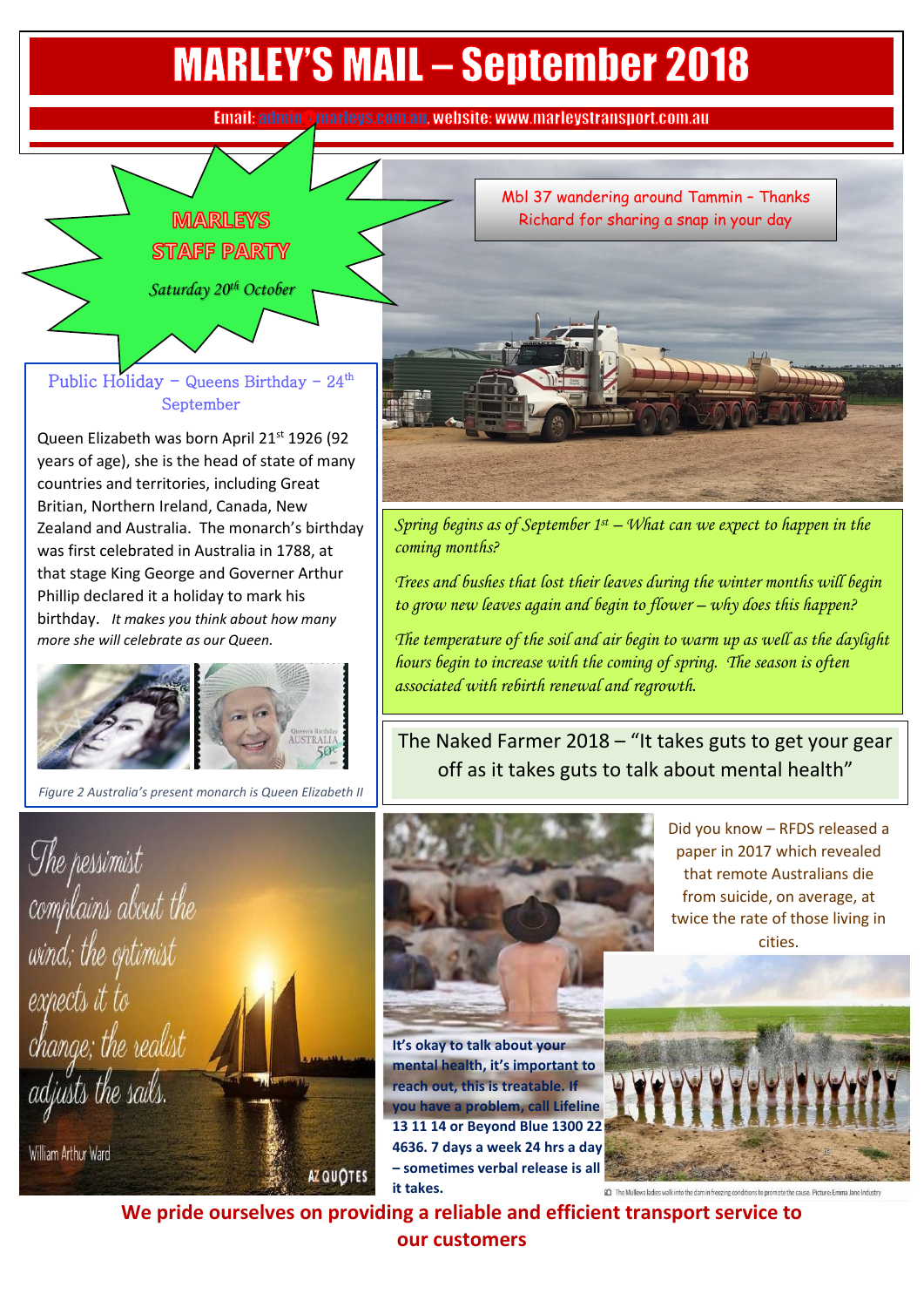# MARLEY'S MAIL – September 2018

Email: admin@marleys.com.au website: www.marleystransport.com.au

**MARLEYS STAFF PARTY**

*Saturday 20th October*

Mbl 37 wandering around Tammin – Thanks Richard for sharing a snap in your day

## Public Holiday – Queens Birthday – 24th September

Queen Elizabeth was born April 21st 1926 (92 years of age), she is the head of state of many countries and territories, including Great Britian, Northern Ireland, Canada, New Zealand and Australia. The monarch's birthday was first celebrated in Australia in 1788, at that stage King George and Governer Arthur Phillip declared it a holiday to mark his birthday. *It makes you think about how many more she will celebrate as our Queen.*

*Figure 2 Australia's present monarch is Queen Elizabeth II*

*Spring begins as of September 1st – What can we expect to happen in the coming months?*

*Trees and bushes that lost their leaves during the winter months will begin to grow new leaves again and begin to flower – why does this happen?*

*The temperature of the soil and air begin to warm up as well as the daylight hours begin to increase with the coming of spring. The season is often associated with rebirth renewal and regrowth.*

## The Naked Farmer 2018 – "It takes guts to get your gear off as it takes guts to talk about mental health"

Did you know – RFDS released a paper in 2017 which revealed that remote Australians die from suicide, on average, at twice the rate of those living in cities.

**It's okay to talk about your mental health, it's important to reach out, this is treatable. If you have a problem, call Lifeline 13 11 14 or Beyond Blue 1300 22 4636. 7 days a week 24 hrs a day – sometimes verbal release is all it takes.**

The Mullewa ladies walk into the dam in freezing conditions to promote the cause. Picture: Emma Jane Industry

The pessimist complains about the wind; the optimist expects it to change; the realist adjusts the sails.

William Arthur Ward

**We pride ourselves on providing a reliable and efficient transport service to our customers**